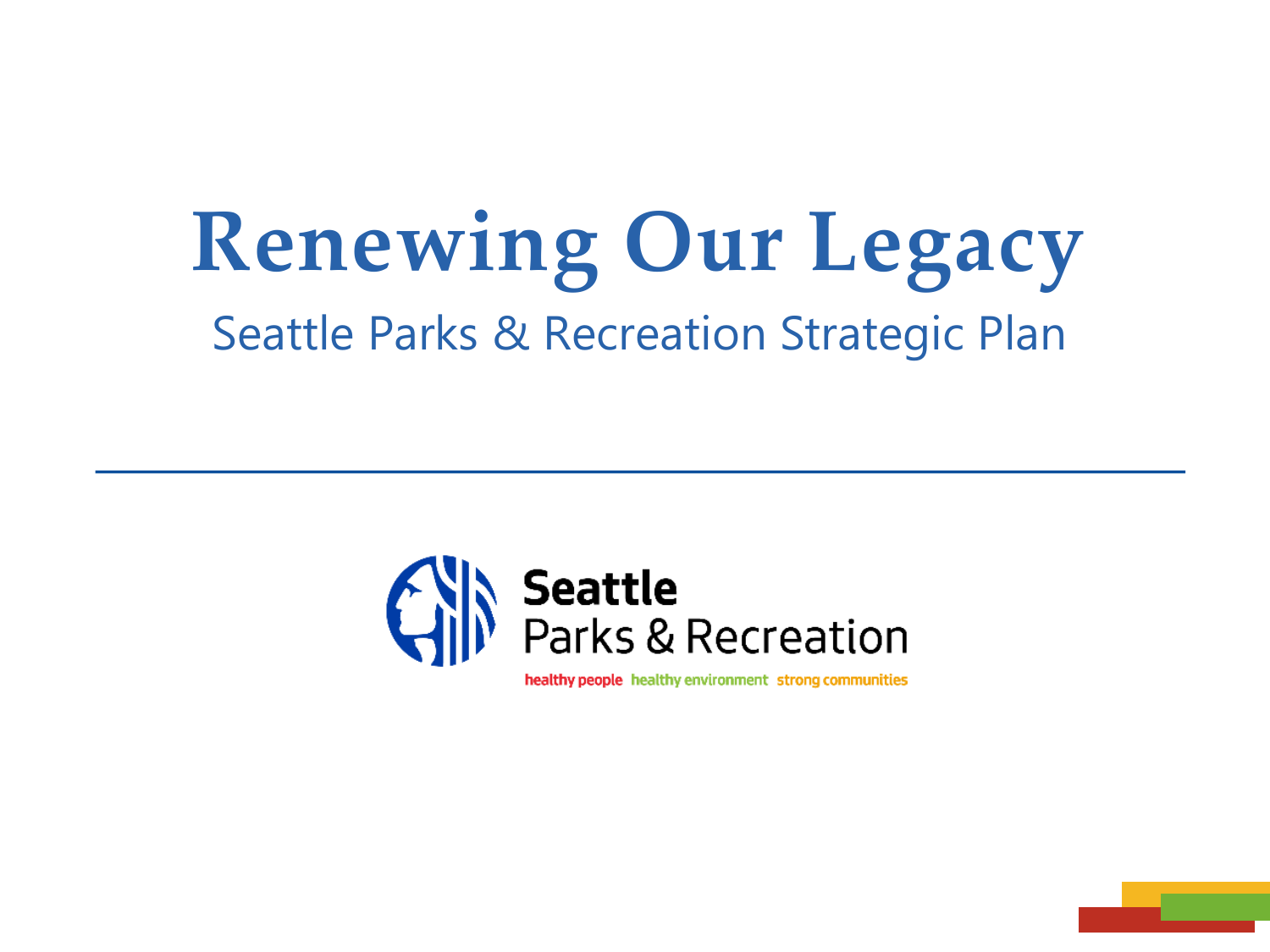# Renewing Our Legacy

## Seattle Parks & Recreation Strategic Plan

Seattle Parks & Recreation

healthy people healthy environment strong communities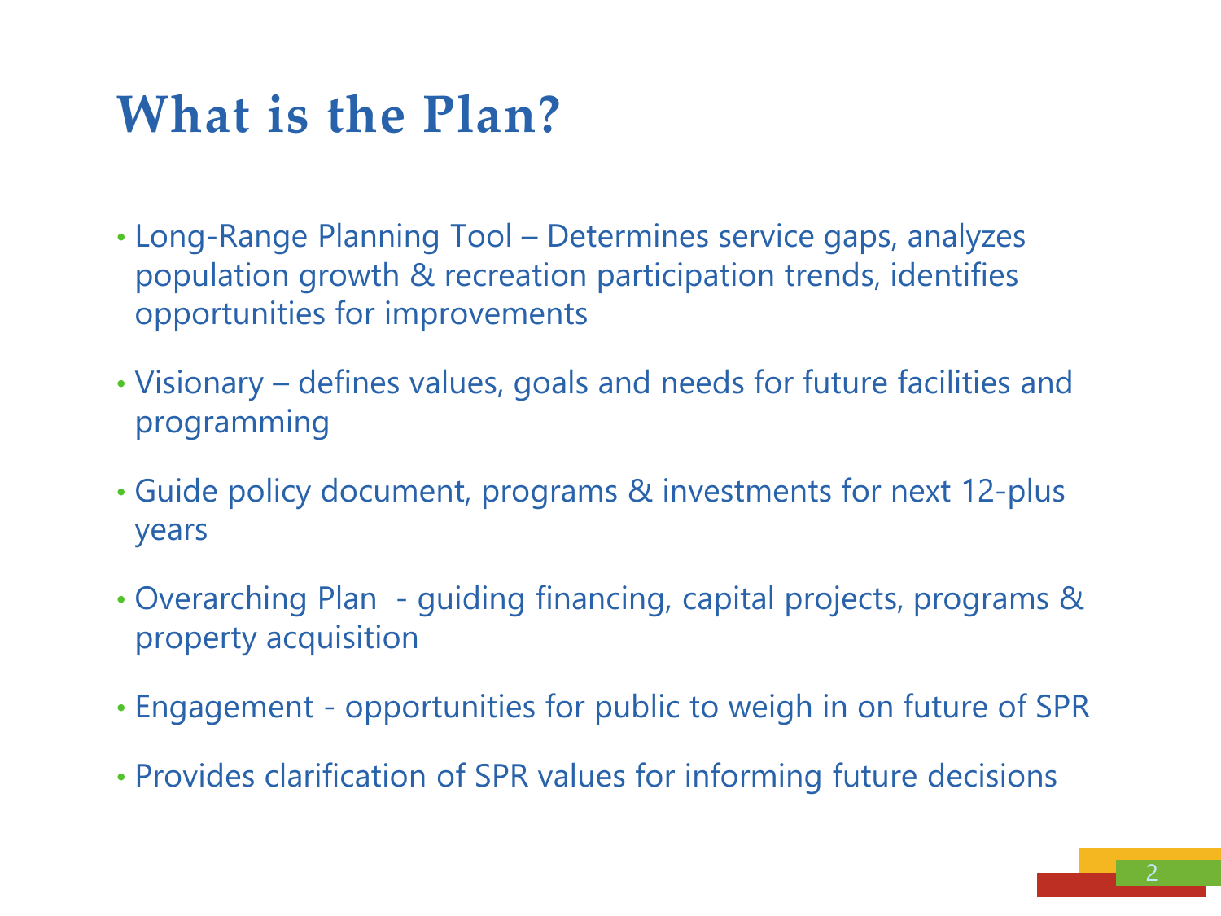# What is the Plan?

- Long-Range Planning Tool – Determines service gaps, analyzes population growth & recreation participation trends, identifies opportunities for improvements
- Visionary – defines values, goals and needs for future facilities and programming
- Guide policy document, programs & investments for next 12-plus years
- Overarching Plan - guiding financing, capital projects, programs & property acquisition
- Engagement - opportunities for public to weigh in on future of SPR
- Provides clarification of SPR values for informing future decisions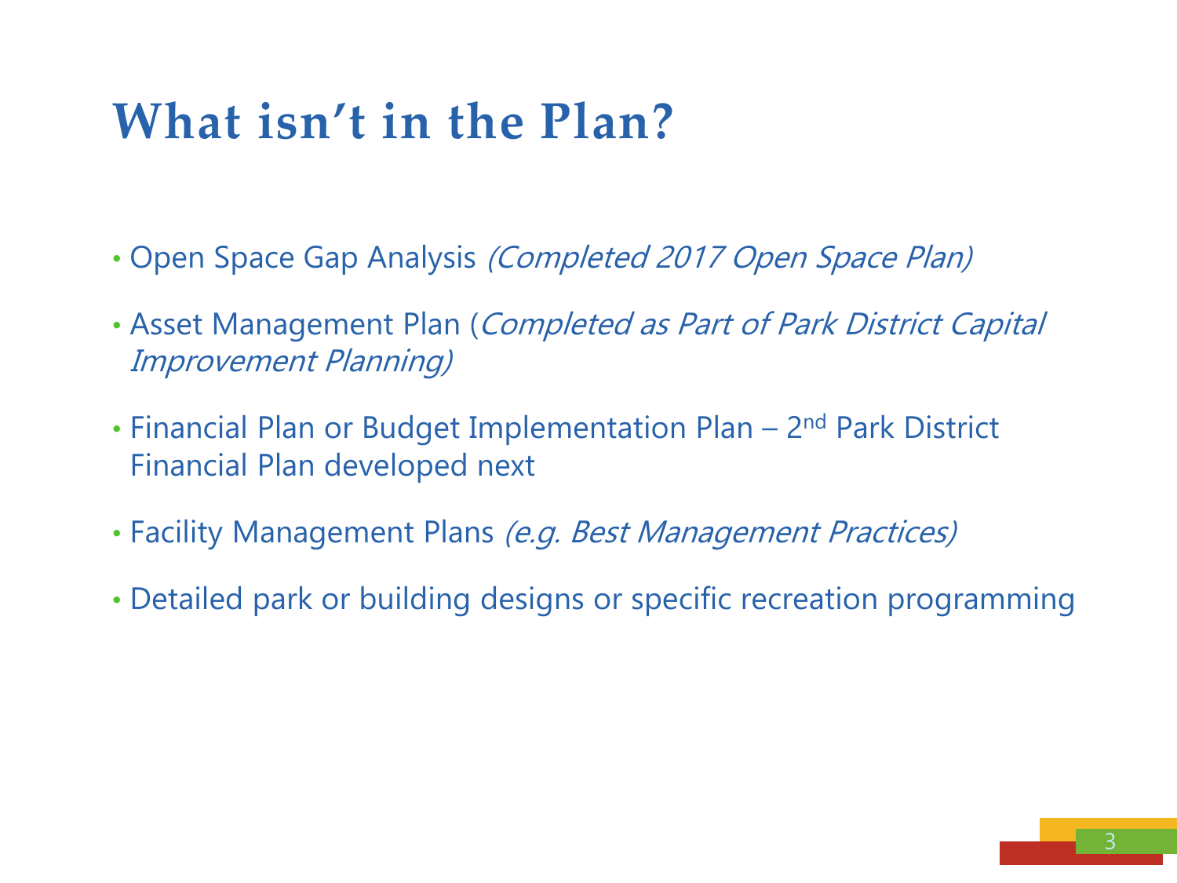# What isn't in the Plan?

- Open Space Gap Analysis *(Completed 2017 Open Space Plan)*
- Asset Management Plan (*Completed as Part of Park District Capital Improvement Planning)*
- Financial Plan or Budget Implementation Plan – 2nd Park District Financial Plan developed next
- Facility Management Plans *(e.g. Best Management Practices)*
- Detailed park or building designs or specific recreation programming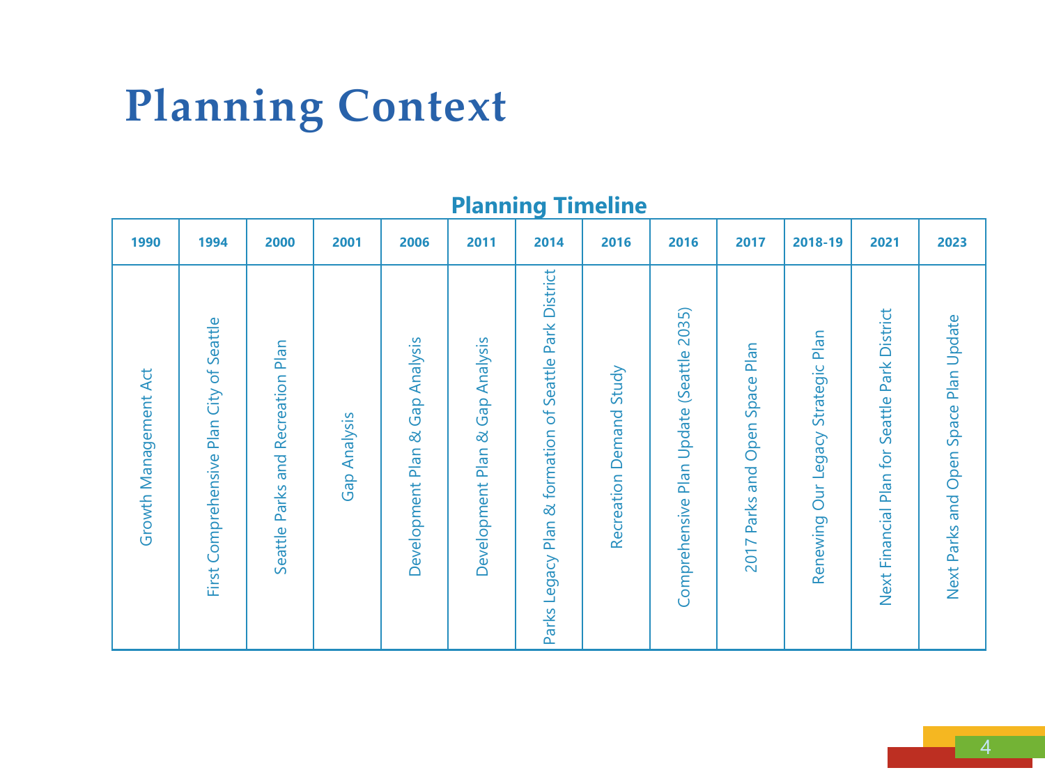# Planning Context

**Planning Timeline**

| 1990 | 1994 | 2000 | 2001 | 2006 | 2011 | 2014 | 2016 | 2016 | 2017 | 2018-19 | 2021 | 2023 |
|---|---|---|---|---|---|---|---|---|---|---|---|---|
| Growth Management Act | First Comprehensive Plan City of Seattle | Seattle Parks and Recreation Plan | Gap Analysis | Development Plan & Gap Analysis | Development Plan & Gap Analysis | Parks Legacy Plan & formation of Seattle Park District | Recreation Demand Study | Comprehensive Plan Update (Seattle 2035) | 2017 Parks and Open Space Plan | Renewing Our Legacy Strategic Plan | Next Financial Plan for Seattle Park District | Next Parks and Open Space Plan Update |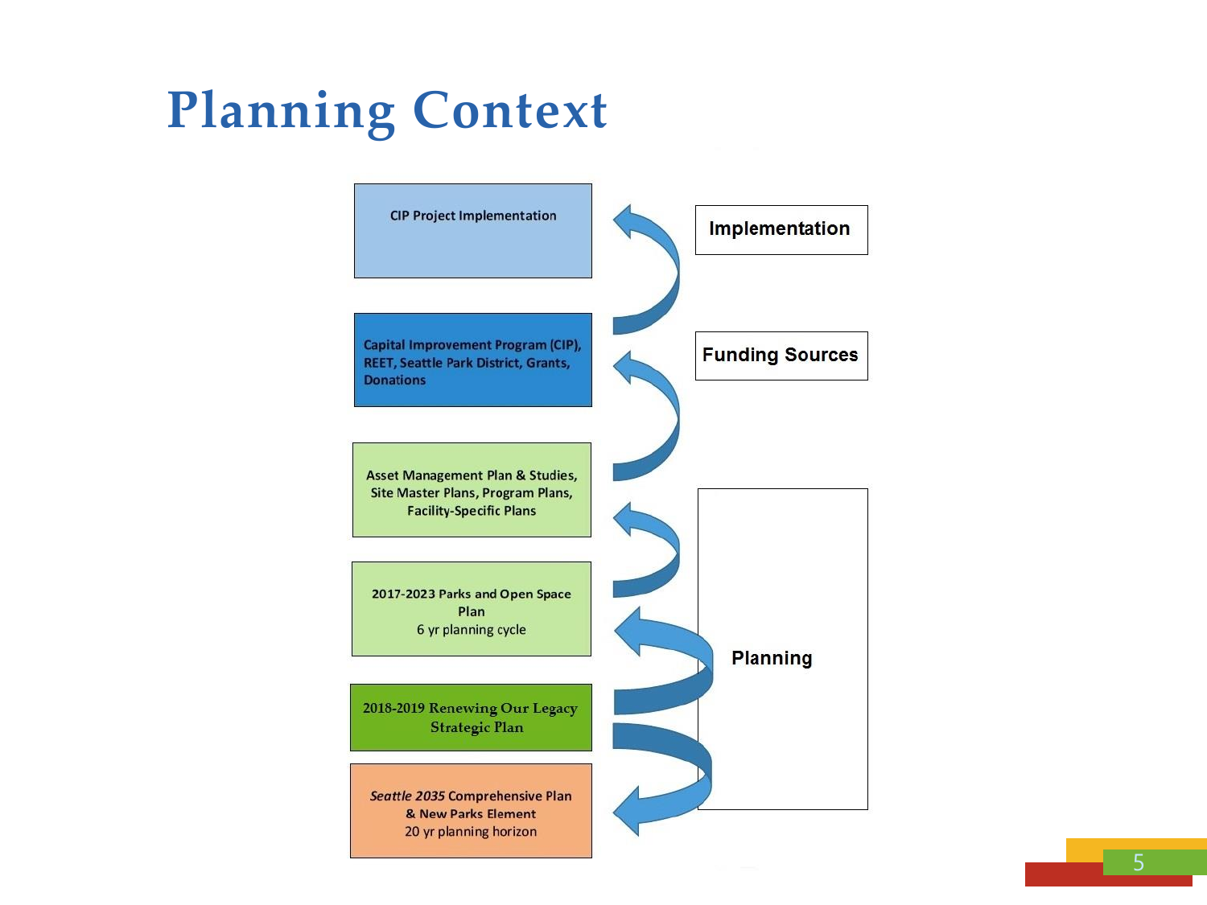# Planning Context

- CIP Project Implementation
- Capital Improvement Program (CIP), REET, Seattle Park District, Grants, Donations
- Asset Management Plan & Studies, Site Master Plans, Program Plans, Facility-Specific Plans
- 2017-2023 Parks and Open Space Plan
  6 yr planning cycle
- 2018-2019 Renewing Our Legacy Strategic Plan
- *Seattle 2035* Comprehensive Plan & New Parks Element
  20 yr planning horizon

**Implementation**

**Funding Sources**

**Planning**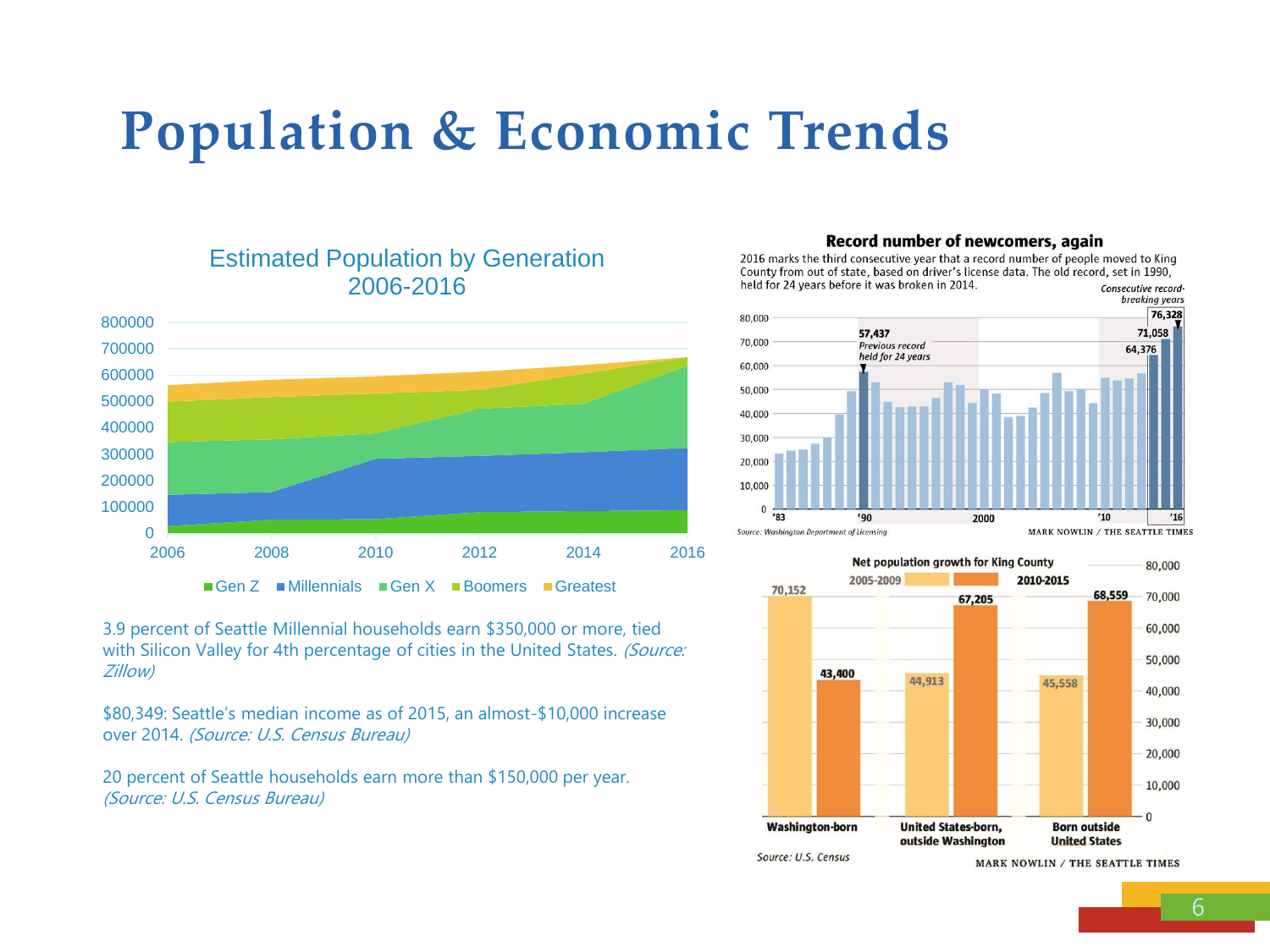# Population & Economic Trends

Estimated Population by Generation 2006-2016

3.9 percent of Seattle Millennial households earn $350,000 or more, tied with Silicon Valley for 4th percentage of cities in the United States. *(Source: Zillow)*

$80,349: Seattle's median income as of 2015, an almost-$10,000 increase over 2014. *(Source: U.S. Census Bureau)*

20 percent of Seattle households earn more than $150,000 per year. *(Source: U.S. Census Bureau)*

**Record number of newcomers, again**

2016 marks the third consecutive year that a record number of people moved to King County from out of state, based on driver's license data. The old record, set in 1990, held for 24 years before it was broken in 2014.

*Source: Washington Department of Licensing*

MARK NOWLIN / THE SEATTLE TIMES

**Net population growth for King County**

| | 2005-2009 | 2010-2015 |
|---|---|---|
| Washington-born | 70,152 | 43,400 |
| United States-born, outside Washington | 44,913 | 67,205 |
| Born outside United States | 45,558 | 68,559 |

*Source: U.S. Census*

MARK NOWLIN / THE SEATTLE TIMES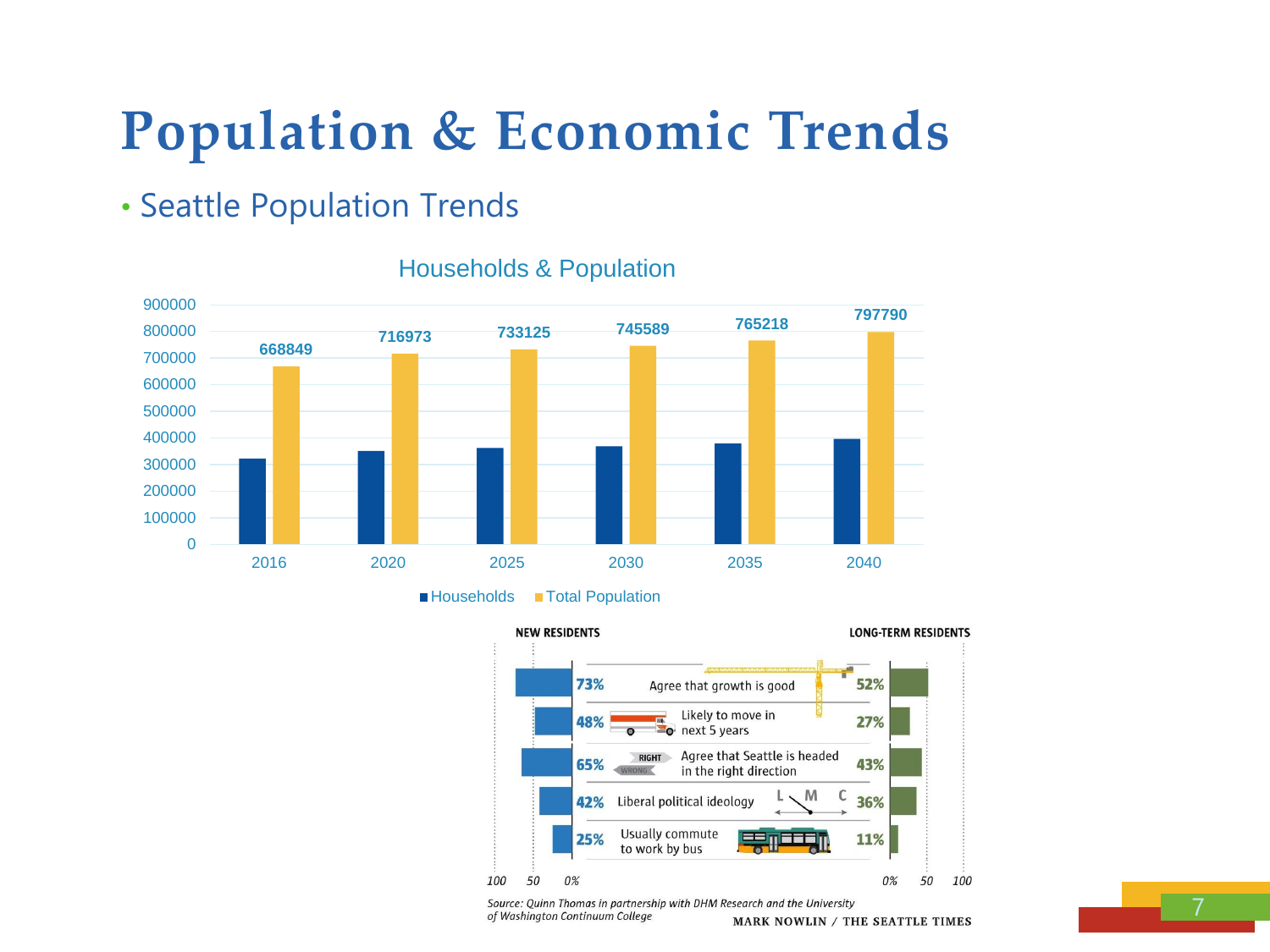# Population & Economic Trends

- Seattle Population Trends

**Households & Population**

| Year | Households | Total Population |
|---|---|---|
| 2016 | | 668849 |
| 2020 | | 716973 |
| 2025 | | 733125 |
| 2030 | | 745589 |
| 2035 | | 765218 |
| 2040 | | 797790 |

| NEW RESIDENTS | | LONG-TERM RESIDENTS |
|---|---|---|
| 73% | Agree that growth is good | 52% |
| 48% | Likely to move in next 5 years | 27% |
| 65% | Agree that Seattle is headed in the right direction | 43% |
| 42% | Liberal political ideology | 36% |
| 25% | Usually commute to work by bus | 11% |

*Source: Quinn Thomas in partnership with DHM Research and the University of Washington Continuum College*

MARK NOWLIN / THE SEATTLE TIMES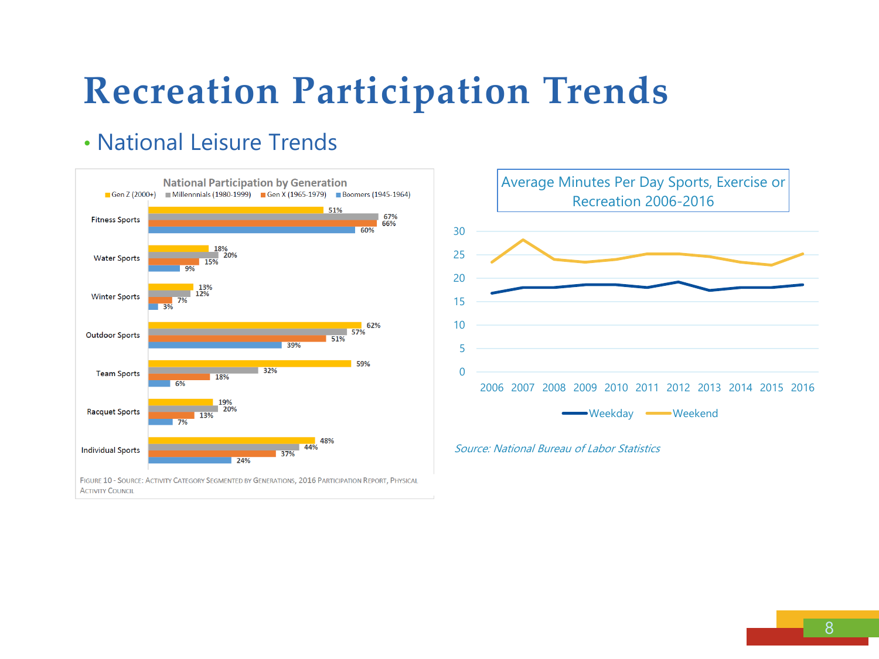# Recreation Participation Trends

- National Leisure Trends

**National Participation by Generation**

| | Gen Z (2000+) | Millennnials (1980-1999) | Gen X (1965-1979) | Boomers (1945-1964) |
|---|---|---|---|---|
| Fitness Sports | 51% | 67% | 66% | 60% |
| Water Sports | 18% | 20% | 15% | 9% |
| Winter Sports | 13% | 12% | 7% | 3% |
| Outdoor Sports | 62% | 57% | 51% | 39% |
| Team Sports | 59% | 32% | 18% | 6% |
| Racquet Sports | 19% | 20% | 13% | 7% |
| Individual Sports | 48% | 44% | 37% | 24% |

Figure 10 - Source: Activity Category Segmented by Generations, 2016 Participation Report, Physical Activity Council

**Average Minutes Per Day Sports, Exercise or Recreation 2006-2016**

| Year | Weekday | Weekend |
|---|---|---|
| 2006 | ~17 | ~23.5 |
| 2007 | ~18 | ~28 |
| 2008 | ~18 | ~24 |
| 2009 | ~18.5 | ~23.5 |
| 2010 | ~18.5 | ~24 |
| 2011 | ~18 | ~25 |
| 2012 | ~19 | ~25 |
| 2013 | ~17.5 | ~24.5 |
| 2014 | ~18 | ~23.5 |
| 2015 | ~18 | ~23 |
| 2016 | ~18.5 | ~25 |

*Source: National Bureau of Labor Statistics*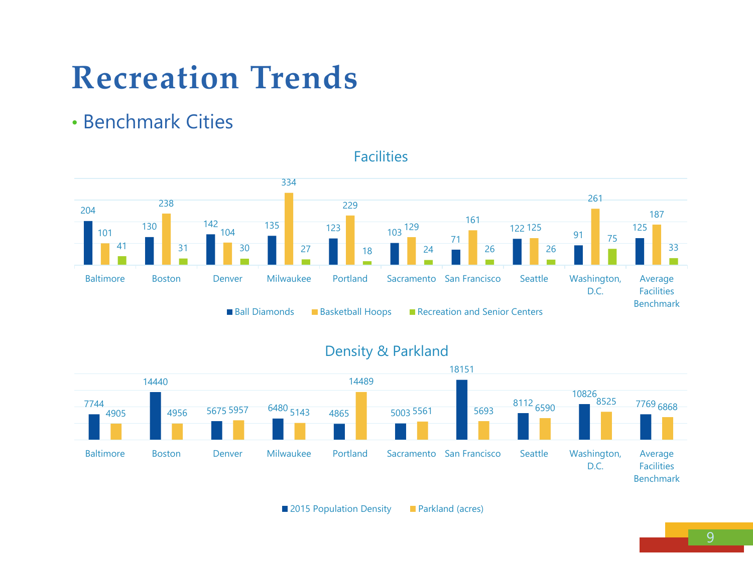# Recreation Trends

- Benchmark Cities

## Facilities

| City | Ball Diamonds | Basketball Hoops | Recreation and Senior Centers |
|---|---|---|---|
| Baltimore | 204 | 101 | 41 |
| Boston | 130 | 238 | 31 |
| Denver | 142 | 104 | 30 |
| Milwaukee | 135 | 334 | 27 |
| Portland | 123 | 229 | 18 |
| Sacramento | 103 | 129 | 24 |
| San Francisco | 71 | 161 | 26 |
| Seattle | 122 | 125 | 26 |
| Washington, D.C. | 91 | 261 | 75 |
| Average Facilities Benchmark | 125 | 187 | 33 |

## Density & Parkland

| City | 2015 Population Density | Parkland (acres) |
|---|---|---|
| Baltimore | 7744 | 4905 |
| Boston | 14440 | 4956 |
| Denver | 5675 | 5957 |
| Milwaukee | 6480 | 5143 |
| Portland | 4865 | 14489 |
| Sacramento | 5003 | 5561 |
| San Francisco | 18151 | 5693 |
| Seattle | 8112 | 6590 |
| Washington, D.C. | 10826 | 8525 |
| Average Facilities Benchmark | 7769 | 6868 |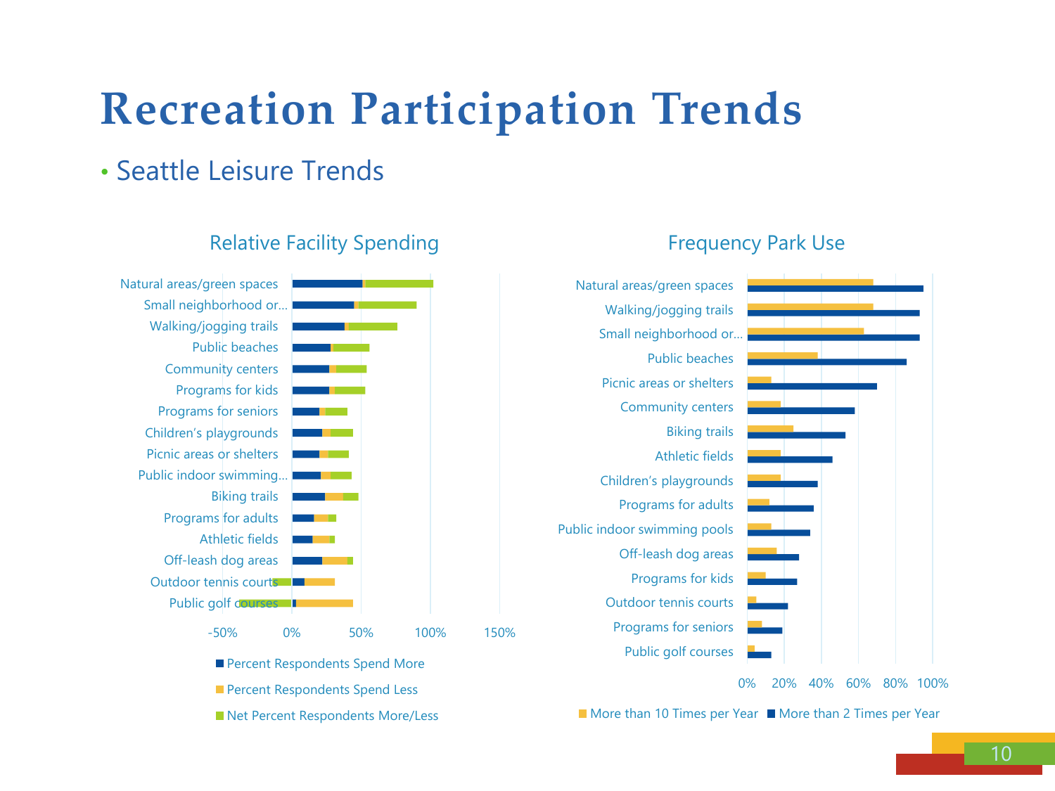# Recreation Participation Trends

- Seattle Leisure Trends

### Relative Facility Spending

Categories (top to bottom): Natural areas/green spaces; Small neighborhood or…; Walking/jogging trails; Public beaches; Community centers; Programs for kids; Programs for seniors; Children's playgrounds; Picnic areas or shelters; Public indoor swimming…; Biking trails; Programs for adults; Athletic fields; Off-leash dog areas; Outdoor tennis courts; Public golf courses

Axis: -50% | 0% | 50% | 100% | 150%

Legend: Percent Respondents Spend More; Percent Respondents Spend Less; Net Percent Respondents More/Less

### Frequency Park Use

Categories (top to bottom): Natural areas/green spaces; Walking/jogging trails; Small neighborhood or…; Public beaches; Picnic areas or shelters; Community centers; Biking trails; Athletic fields; Children's playgrounds; Programs for adults; Public indoor swimming pools; Off-leash dog areas; Programs for kids; Outdoor tennis courts; Programs for seniors; Public golf courses

Axis: 0% | 20% | 40% | 60% | 80% | 100%

Legend: More than 10 Times per Year; More than 2 Times per Year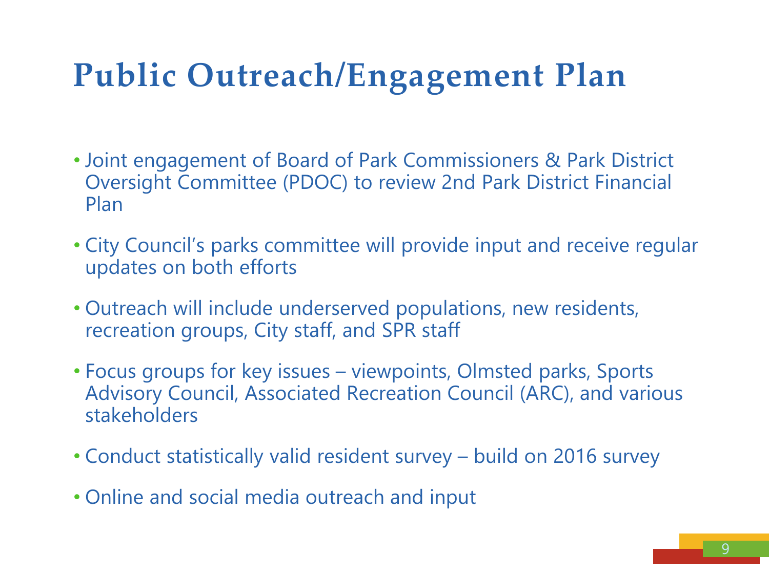# Public Outreach/Engagement Plan

- Joint engagement of Board of Park Commissioners & Park District Oversight Committee (PDOC) to review 2nd Park District Financial Plan
- City Council's parks committee will provide input and receive regular updates on both efforts
- Outreach will include underserved populations, new residents, recreation groups, City staff, and SPR staff
- Focus groups for key issues – viewpoints, Olmsted parks, Sports Advisory Council, Associated Recreation Council (ARC), and various stakeholders
- Conduct statistically valid resident survey – build on 2016 survey
- Online and social media outreach and input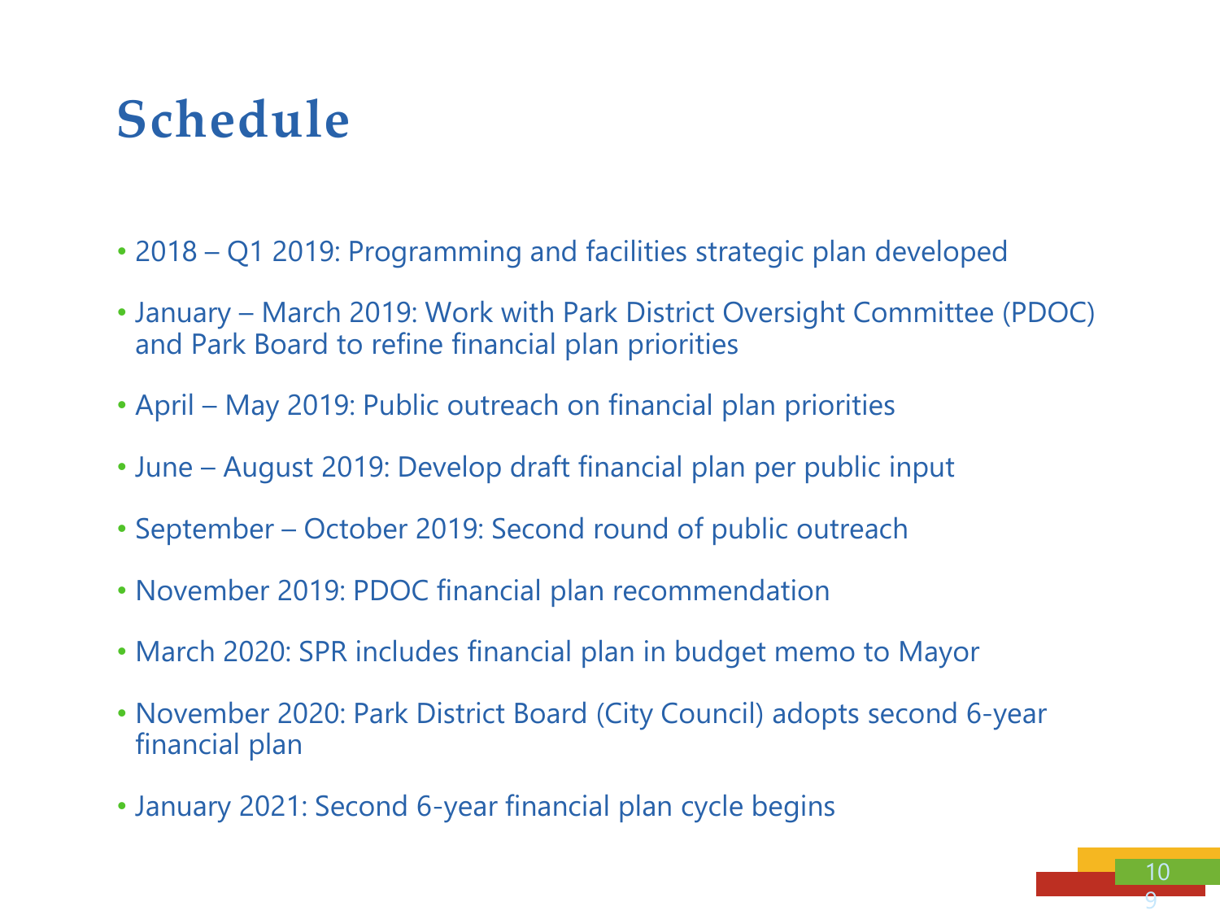# Schedule

- 2018 – Q1 2019: Programming and facilities strategic plan developed
- January – March 2019: Work with Park District Oversight Committee (PDOC) and Park Board to refine financial plan priorities
- April – May 2019: Public outreach on financial plan priorities
- June – August 2019: Develop draft financial plan per public input
- September – October 2019: Second round of public outreach
- November 2019: PDOC financial plan recommendation
- March 2020: SPR includes financial plan in budget memo to Mayor
- November 2020: Park District Board (City Council) adopts second 6-year financial plan
- January 2021: Second 6-year financial plan cycle begins